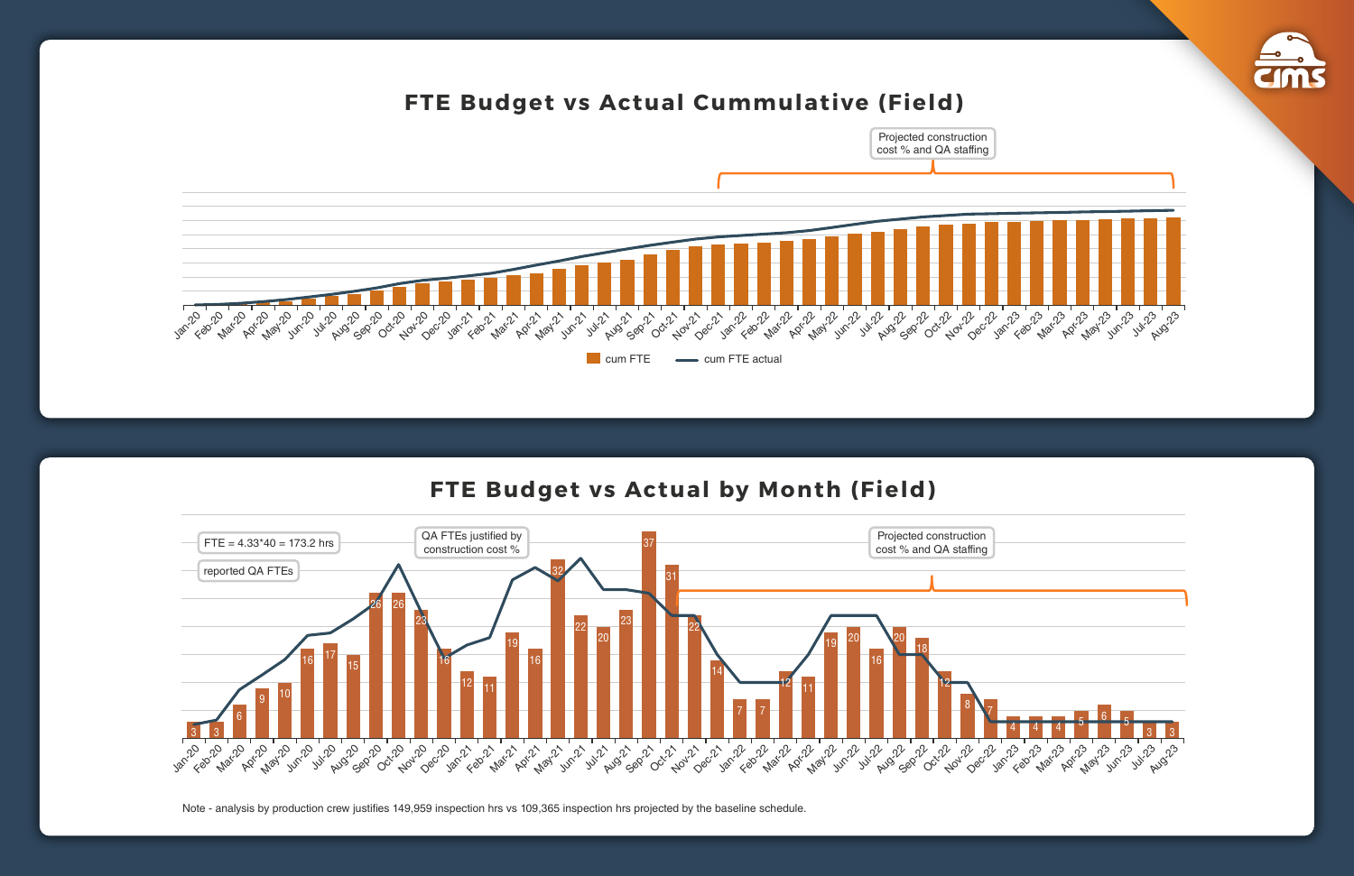## FTE Budget vs Actual Cummulative (Field)

Projected construction cost % and QA staffing

Jan-20, Feb-20, Mar-20, Apr-20, May-20, Jun-20, Jul-20, Aug-20, Sep-20, Oct-20, Nov-20, Dec-20, Jan-21, Feb-21, Mar-21, Apr-21, May-21, Jun-21, Jul-21, Aug-21, Sep-21, Oct-21, Nov-21, Dec-21, Jan-22, Feb-22, Mar-22, Apr-22, May-22, Jun-22, Jul-22, Aug-22, Sep-22, Oct-22, Nov-22, Dec-22, Jan-23, Feb-23, Mar-23, Apr-23, May-23, Jun-23, Jul-23, Aug-23

cum FTE
cum FTE actual

## FTE Budget vs Actual by Month (Field)

FTE = 4.33*40 = 173.2 hrs

reported QA FTEs

QA FTEs justified by construction cost %

Projected construction cost % and QA staffing

3, 3, 6, 9, 10, 16, 17, 15, 26, 26, 23, 16, 12, 11, 19, 16, 32, 22, 20, 23, 37, 31, 22, 14, 7, 7, 12, 11, 19, 20, 16, 20, 18, 12, 8, 7, 4, 4, 4, 5, 6, 5, 3, 3

Jan-20, Feb-20, Mar-20, Apr-20, May-20, Jun-20, Jul-20, Aug-20, Sep-20, Oct-20, Nov-20, Dec-20, Jan-21, Feb-21, Mar-21, Apr-21, May-21, Jun-21, Jul-21, Aug-21, Sep-21, Oct-21, Nov-21, Dec-21, Jan-22, Feb-22, Mar-22, Apr-22, May-22, Jun-22, Jul-22, Aug-22, Sep-22, Oct-22, Nov-22, Dec-22, Jan-23, Feb-23, Mar-23, Apr-23, May-23, Jun-23, Jul-23, Aug-23

Note - analysis by production crew justifies 149,959 inspection hrs vs 109,365 inspection hrs projected by the baseline schedule.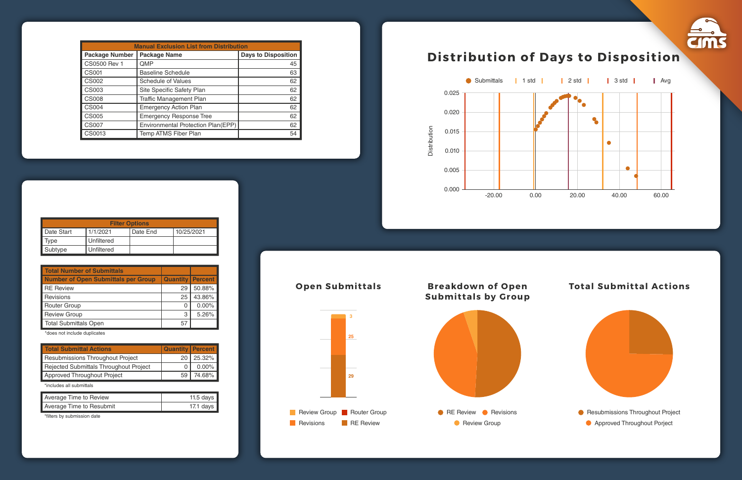| Manual Exclusion List from Distribution | | |
|---|---|---|
| Package Number | Package Name | Days to Disposition |
| CS0500 Rev 1 | QMP | 45 |
| CS001 | Baseline Schedule | 63 |
| CS002 | Schedule of Values | 62 |
| CS003 | Site Specific Safety Plan | 62 |
| CS008 | Traffic Management Plan | 62 |
| CS004 | Emergency Action Plan | 62 |
| CS005 | Emergency Response Tree | 62 |
| CS007 | Environmental Protection Plan(EPP) | 62 |
| CS0013 | Temp ATMS Fiber Plan | 54 |

## Distribution of Days to Disposition

Submittals | 1 std | 2 std | 3 std | Avg

Distribution

0.025
0.020
0.015
0.010
0.005
0.000

-20.00 0.00 20.00 40.00 60.00

| Filter Options | | | |
|---|---|---|---|
| Date Start | 1/1/2021 | Date End | 10/25/2021 |
| Type | Unfiltered | | |
| Subtype | Unfiltered | | |

| Total Number of Submittals | | |
|---|---|---|
| Number of Open Submittals per Group | Quantity | Percent |
| RE Review | 29 | 50.88% |
| Revisions | 25 | 43.86% |
| Router Group | 0 | 0.00% |
| Review Group | 3 | 5.26% |
| Total Submittals Open | 57 | |

*does not include duplicates

| Total Submittal Actions | Quantity | Percent |
|---|---|---|
| Resubmissions Throughout Project | 20 | 25.32% |
| Rejected Submittals Throughout Project | 0 | 0.00% |
| Approved Throughout Project | 59 | 74.68% |

*includes all submittals

| | |
|---|---|
| Average Time to Review | 11.5 days |
| Average Time to Resubmit | 17.1 days |

*filters by submission date

## Open Submittals

3
25
29

Review Group | Router Group | Revisions | RE Review

## Breakdown of Open Submittals by Group

RE Review | Revisions | Review Group

## Total Submittal Actions

Resubmissions Throughout Project | Approved Throughout Porject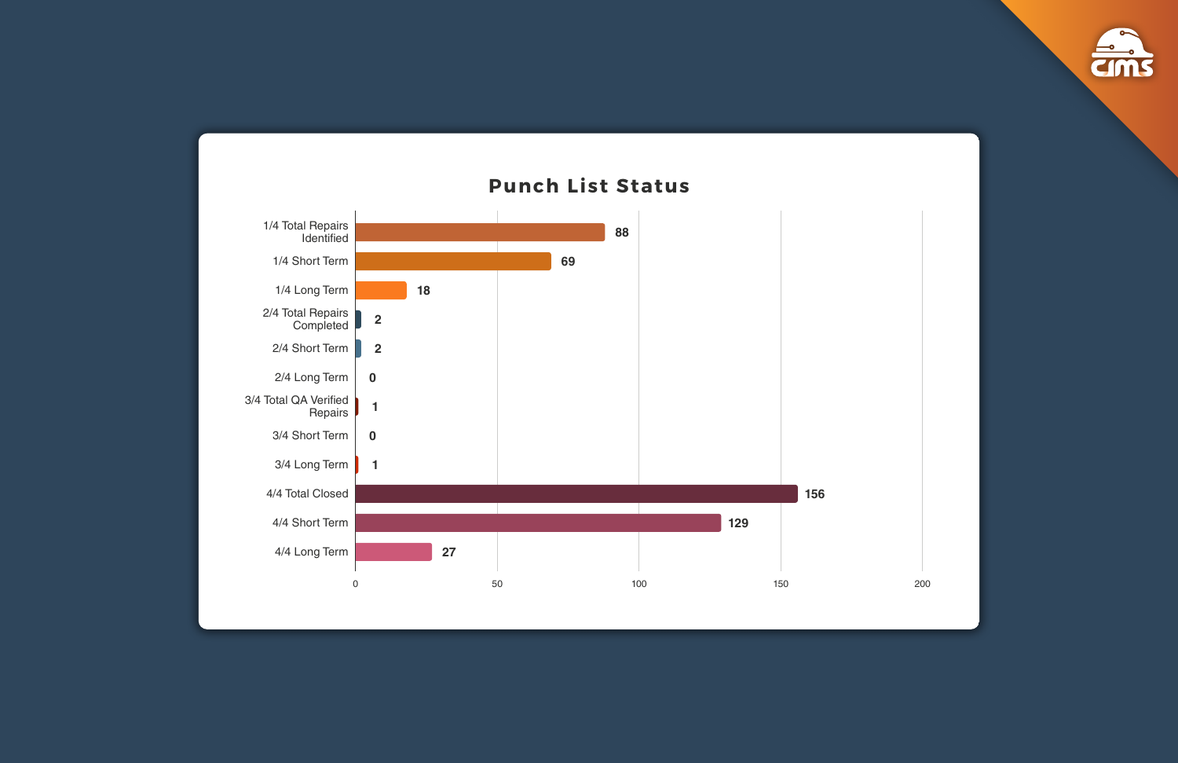## Punch List Status

1/4 Total Repairs Identified
88

1/4 Short Term
69

1/4 Long Term
18

2/4 Total Repairs Completed
2

2/4 Short Term
2

2/4 Long Term
0

3/4 Total QA Verified Repairs
1

3/4 Short Term
0

3/4 Long Term
1

4/4 Total Closed
156

4/4 Short Term
129

4/4 Long Term
27

0
50
100
150
200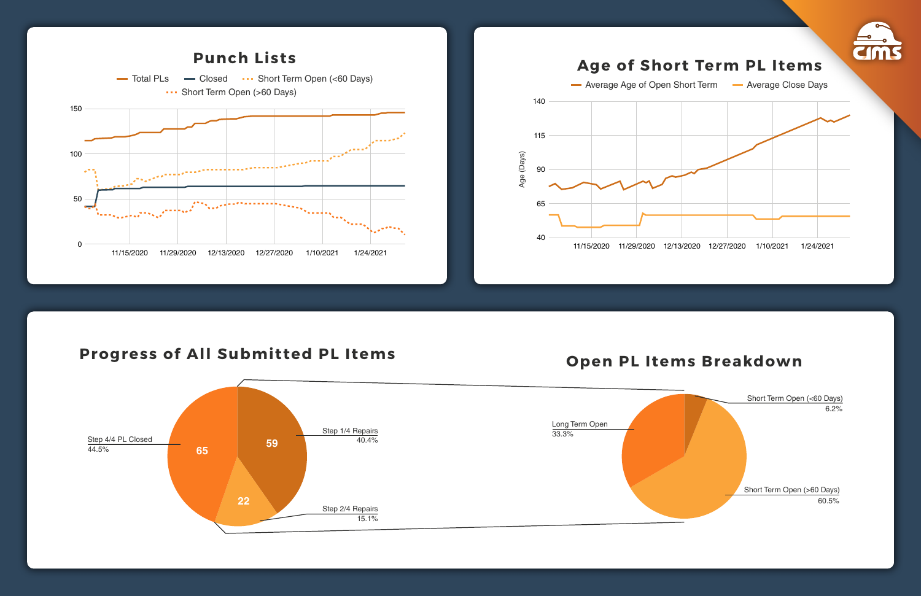## Punch Lists

Legend: Total PLs, Closed, Short Term Open (<60 Days), Short Term Open (>60 Days)

Y-axis: 0, 50, 100, 150

X-axis: 11/15/2020, 11/29/2020, 12/13/2020, 12/27/2020, 1/10/2021, 1/24/2021

## Age of Short Term PL Items

Legend: Average Age of Open Short Term, Average Close Days

Y-axis: Age (Days) — 40, 65, 90, 115, 140

X-axis: 11/15/2020, 11/29/2020, 12/13/2020, 12/27/2020, 1/10/2021, 1/24/2021

## Progress of All Submitted PL Items

| Step | Count | Percentage |
|---|---|---|
| Step 1/4 Repairs | 59 | 40.4% |
| Step 2/4 Repairs | 22 | 15.1% |
| Step 4/4 PL Closed | 65 | 44.5% |

## Open PL Items Breakdown

| Category | Percentage |
|---|---|
| Short Term Open (<60 Days) | 6.2% |
| Short Term Open (>60 Days) | 60.5% |
| Long Term Open | 33.3% |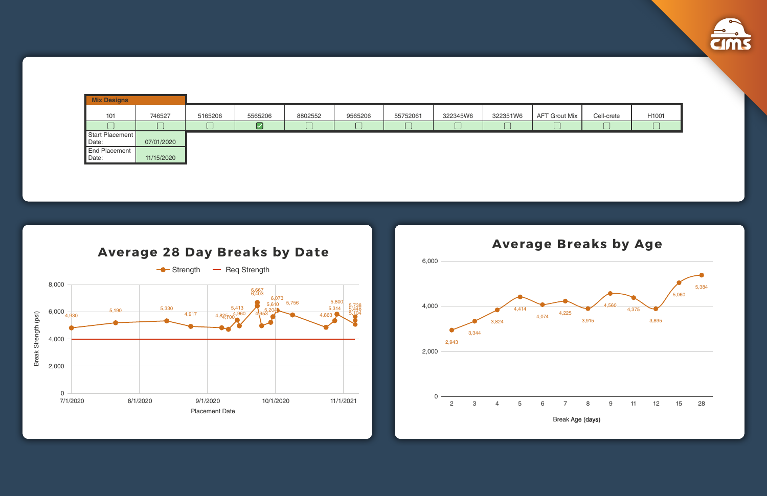**Mix Designs**

| 101 | 746527 | 5165206 | 5565206 | 8802552 | 9565206 | 55752061 | 322345W6 | 322351W6 | AFT Grout Mix | Cell-crete | H1001 |
|---|---|---|---|---|---|---|---|---|---|---|---|
| ☐ | ☐ | ☐ | ☑ | ☐ | ☐ | ☐ | ☐ | ☐ | ☐ | ☐ | ☐ |

| | |
|---|---|
| Start Placement Date: | 07/01/2020 |
| End Placement Date: | 11/15/2020 |

## Average 28 Day Breaks by Date

Strength
Req Strength

Break Strength (psi)
8,000
6,000
4,000
2,000
0

4,930
5,190
5,330
4,917
4,825
4,700
5,413
4,960
6,667
6,403
4,953
5,204
5,610
6,073
5,756
4,863
5,314
5,800
5,738
5,448
5,104

7/1/2020
8/1/2020
9/1/2020
10/1/2020
11/1/2021

Placement Date

## Average Breaks by Age

6,000
4,000
2,000
0

2,943
3,344
3,824
4,414
4,074
4,225
3,915
4,560
4,375
3,895
5,060
5,384

2
3
4
5
6
7
8
9
11
12
15
28

Break Age (days)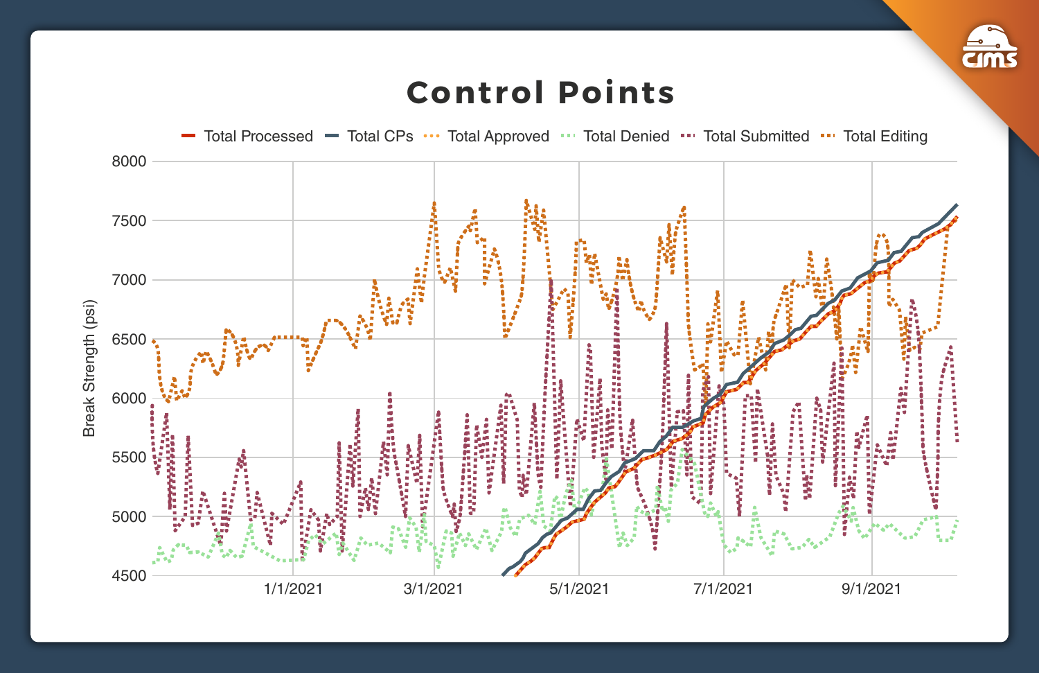# Control Points

Total Processed
Total CPs
Total Approved
Total Denied
Total Submitted
Total Editing

Break Strength (psi)

8000
7500
7000
6500
6000
5500
5000
4500

1/1/2021
3/1/2021
5/1/2021
7/1/2021
9/1/2021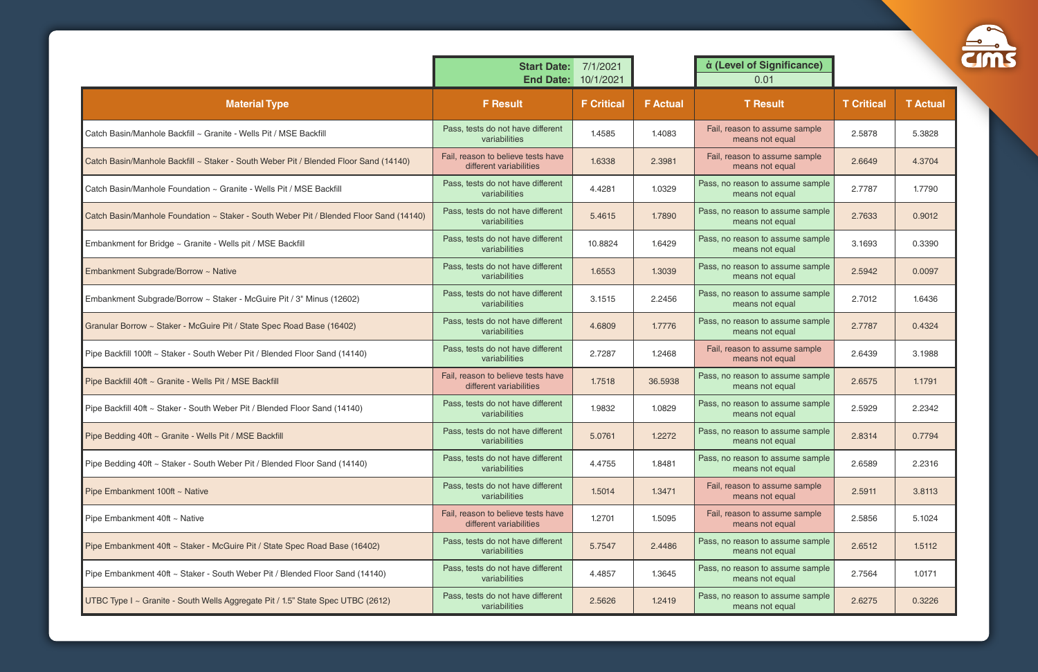| Start Date: | 7/1/2021 |
| --- | --- |
| End Date: | 10/1/2021 |

| α (Level of Significance) |
| --- |
| 0.01 |

| Material Type | F Result | F Critical | F Actual | T Result | T Critical | T Actual |
| --- | --- | --- | --- | --- | --- | --- |
| Catch Basin/Manhole Backfill ~ Granite - Wells Pit / MSE Backfill | Pass, tests do not have different variabilities | 1.4585 | 1.4083 | Fail, reason to assume sample means not equal | 2.5878 | 5.3828 |
| Catch Basin/Manhole Backfill ~ Staker - South Weber Pit / Blended Floor Sand (14140) | Fail, reason to believe tests have different variabilities | 1.6338 | 2.3981 | Fail, reason to assume sample means not equal | 2.6649 | 4.3704 |
| Catch Basin/Manhole Foundation ~ Granite - Wells Pit / MSE Backfill | Pass, tests do not have different variabilities | 4.4281 | 1.0329 | Pass, no reason to assume sample means not equal | 2.7787 | 1.7790 |
| Catch Basin/Manhole Foundation ~ Staker - South Weber Pit / Blended Floor Sand (14140) | Pass, tests do not have different variabilities | 5.4615 | 1.7890 | Pass, no reason to assume sample means not equal | 2.7633 | 0.9012 |
| Embankment for Bridge ~ Granite - Wells pit / MSE Backfill | Pass, tests do not have different variabilities | 10.8824 | 1.6429 | Pass, no reason to assume sample means not equal | 3.1693 | 0.3390 |
| Embankment Subgrade/Borrow ~ Native | Pass, tests do not have different variabilities | 1.6553 | 1.3039 | Pass, no reason to assume sample means not equal | 2.5942 | 0.0097 |
| Embankment Subgrade/Borrow ~ Staker - McGuire Pit / 3" Minus (12602) | Pass, tests do not have different variabilities | 3.1515 | 2.2456 | Pass, no reason to assume sample means not equal | 2.7012 | 1.6436 |
| Granular Borrow ~ Staker - McGuire Pit / State Spec Road Base (16402) | Pass, tests do not have different variabilities | 4.6809 | 1.7776 | Pass, no reason to assume sample means not equal | 2.7787 | 0.4324 |
| Pipe Backfill 100ft ~ Staker - South Weber Pit / Blended Floor Sand (14140) | Pass, tests do not have different variabilities | 2.7287 | 1.2468 | Fail, reason to assume sample means not equal | 2.6439 | 3.1988 |
| Pipe Backfill 40ft ~ Granite - Wells Pit / MSE Backfill | Fail, reason to believe tests have different variabilities | 1.7518 | 36.5938 | Pass, no reason to assume sample means not equal | 2.6575 | 1.1791 |
| Pipe Backfill 40ft ~ Staker - South Weber Pit / Blended Floor Sand (14140) | Pass, tests do not have different variabilities | 1.9832 | 1.0829 | Pass, no reason to assume sample means not equal | 2.5929 | 2.2342 |
| Pipe Bedding 40ft ~ Granite - Wells Pit / MSE Backfill | Pass, tests do not have different variabilities | 5.0761 | 1.2272 | Pass, no reason to assume sample means not equal | 2.8314 | 0.7794 |
| Pipe Bedding 40ft ~ Staker - South Weber Pit / Blended Floor Sand (14140) | Pass, tests do not have different variabilities | 4.4755 | 1.8481 | Pass, no reason to assume sample means not equal | 2.6589 | 2.2316 |
| Pipe Embankment 100ft ~ Native | Pass, tests do not have different variabilities | 1.5014 | 1.3471 | Fail, reason to assume sample means not equal | 2.5911 | 3.8113 |
| Pipe Embankment 40ft ~ Native | Fail, reason to believe tests have different variabilities | 1.2701 | 1.5095 | Fail, reason to assume sample means not equal | 2.5856 | 5.1024 |
| Pipe Embankment 40ft ~ Staker - McGuire Pit / State Spec Road Base (16402) | Pass, tests do not have different variabilities | 5.7547 | 2.4486 | Pass, no reason to assume sample means not equal | 2.6512 | 1.5112 |
| Pipe Embankment 40ft ~ Staker - South Weber Pit / Blended Floor Sand (14140) | Pass, tests do not have different variabilities | 4.4857 | 1.3645 | Pass, no reason to assume sample means not equal | 2.7564 | 1.0171 |
| UTBC Type I ~ Granite - South Wells Aggregate Pit / 1.5" State Spec UTBC (2612) | Pass, tests do not have different variabilities | 2.5626 | 1.2419 | Pass, no reason to assume sample means not equal | 2.6275 | 0.3226 |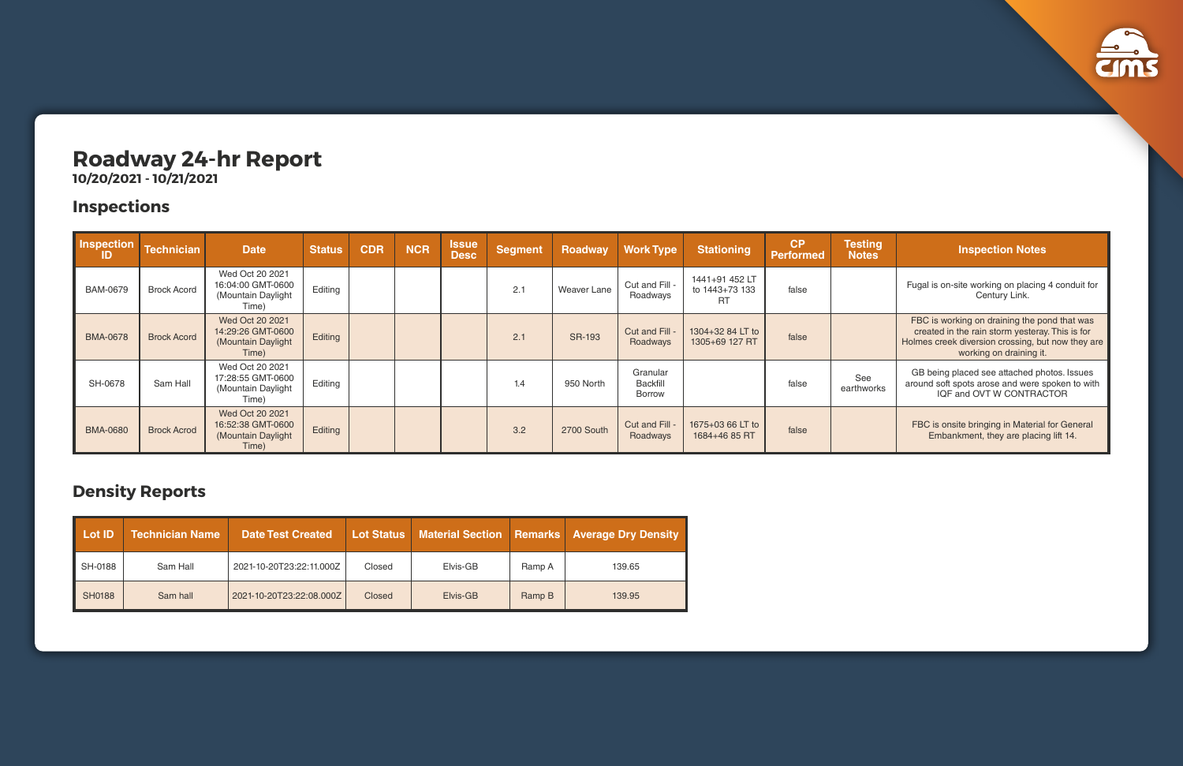# Roadway 24-hr Report

**10/20/2021 - 10/21/2021**

## Inspections

| Inspection ID | Technician | Date | Status | CDR | NCR | Issue Desc | Segment | Roadway | Work Type | Stationing | CP Performed | Testing Notes | Inspection Notes |
|---|---|---|---|---|---|---|---|---|---|---|---|---|---|
| BAM-0679 | Brock Acord | Wed Oct 20 2021 16:04:00 GMT-0600 (Mountain Daylight Time) | Editing | | | | 2.1 | Weaver Lane | Cut and Fill - Roadways | 1441+91 452 LT to 1443+73 133 RT | false | | Fugal is on-site working on placing 4 conduit for Century Link. |
| BMA-0678 | Brock Acord | Wed Oct 20 2021 14:29:26 GMT-0600 (Mountain Daylight Time) | Editing | | | | 2.1 | SR-193 | Cut and Fill - Roadways | 1304+32 84 LT to 1305+69 127 RT | false | | FBC is working on draining the pond that was created in the rain storm yesteray. This is for Holmes creek diversion crossing, but now they are working on draining it. |
| SH-0678 | Sam Hall | Wed Oct 20 2021 17:28:55 GMT-0600 (Mountain Daylight Time) | Editing | | | | 1.4 | 950 North | Granular Backfill Borrow | | false | See earthworks | GB being placed see attached photos. Issues around soft spots arose and were spoken to with IQF and OVT W CONTRACTOR |
| BMA-0680 | Brock Acord | Wed Oct 20 2021 16:52:38 GMT-0600 (Mountain Daylight Time) | Editing | | | | 3.2 | 2700 South | Cut and Fill - Roadways | 1675+03 66 LT to 1684+46 85 RT | false | | FBC is onsite bringing in Material for General Embankment, they are placing lift 14. |

## Density Reports

| Lot ID | Technician Name | Date Test Created | Lot Status | Material Section | Remarks | Average Dry Density |
|---|---|---|---|---|---|---|
| SH-0188 | Sam Hall | 2021-10-20T23:22:11.000Z | Closed | Elvis-GB | Ramp A | 139.65 |
| SH0188 | Sam hall | 2021-10-20T23:22:08.000Z | Closed | Elvis-GB | Ramp B | 139.95 |